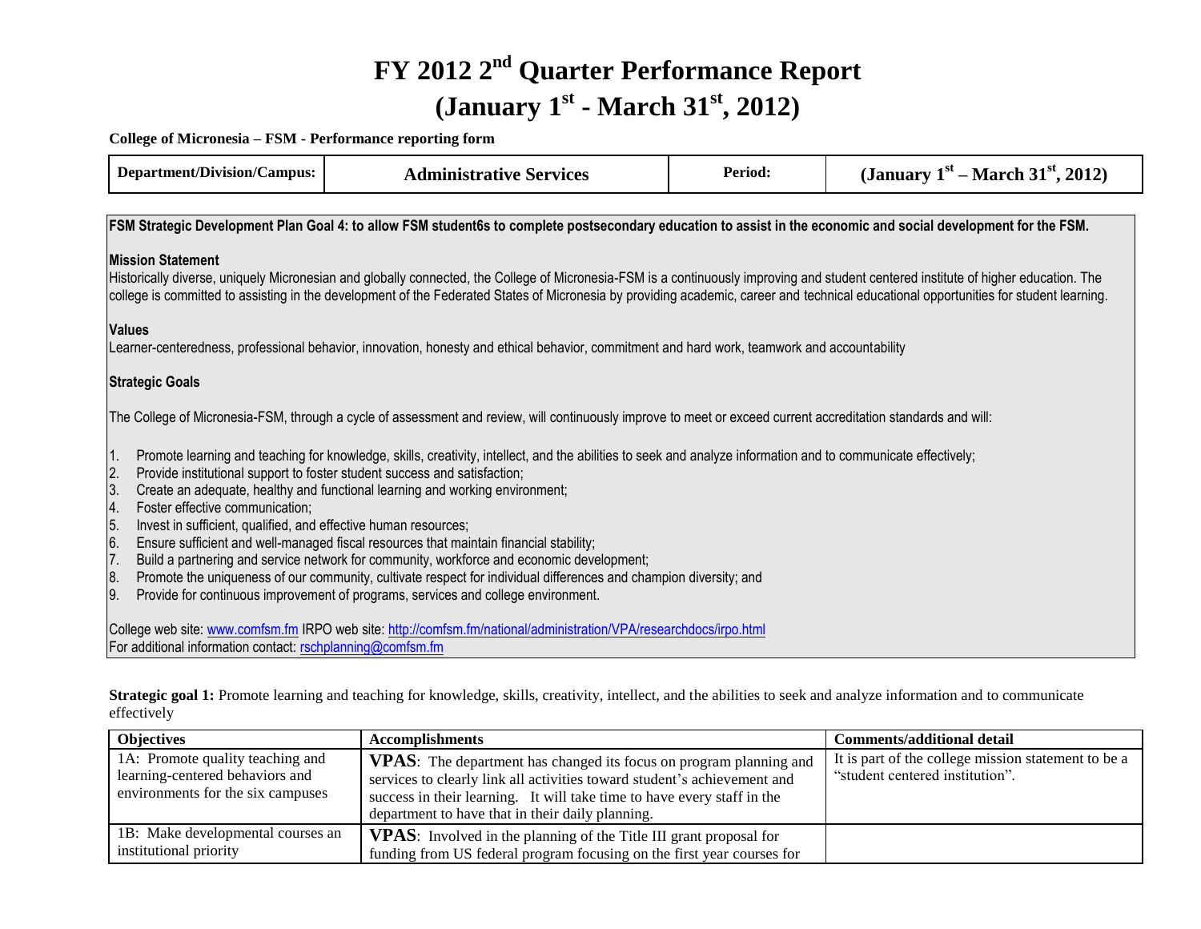# FY 2012 2nd Quarter Performance Report

# (January 1st - March 31st, 2012)

**College of Micronesia – FSM - Performance reporting form**

| **Department/Division/Campus:** | **Administrative Services** | **Period:** | **(January 1st – March 31st, 2012)** |
|---|---|---|---|

**FSM Strategic Development Plan Goal 4: to allow FSM student6s to complete postsecondary education to assist in the economic and social development for the FSM.**

**Mission Statement**

Historically diverse, uniquely Micronesian and globally connected, the College of Micronesia-FSM is a continuously improving and student centered institute of higher education. The college is committed to assisting in the development of the Federated States of Micronesia by providing academic, career and technical educational opportunities for student learning.

**Values**

Learner-centeredness, professional behavior, innovation, honesty and ethical behavior, commitment and hard work, teamwork and accountability

**Strategic Goals**

The College of Micronesia-FSM, through a cycle of assessment and review, will continuously improve to meet or exceed current accreditation standards and will:

1. Promote learning and teaching for knowledge, skills, creativity, intellect, and the abilities to seek and analyze information and to communicate effectively;
2. Provide institutional support to foster student success and satisfaction;
3. Create an adequate, healthy and functional learning and working environment;
4. Foster effective communication;
5. Invest in sufficient, qualified, and effective human resources;
6. Ensure sufficient and well-managed fiscal resources that maintain financial stability;
7. Build a partnering and service network for community, workforce and economic development;
8. Promote the uniqueness of our community, cultivate respect for individual differences and champion diversity; and
9. Provide for continuous improvement of programs, services and college environment.

College web site: www.comfsm.fm IRPO web site: http://comfsm.fm/national/administration/VPA/researchdocs/irpo.html
For additional information contact: rschplanning@comfsm.fm

**Strategic goal 1:** Promote learning and teaching for knowledge, skills, creativity, intellect, and the abilities to seek and analyze information and to communicate effectively

| **Objectives** | **Accomplishments** | **Comments/additional detail** |
|---|---|---|
| 1A: Promote quality teaching and learning-centered behaviors and environments for the six campuses | **VPAS**: The department has changed its focus on program planning and services to clearly link all activities toward student's achievement and success in their learning. It will take time to have every staff in the department to have that in their daily planning. | It is part of the college mission statement to be a "student centered institution". |
| 1B: Make developmental courses an institutional priority | **VPAS**: Involved in the planning of the Title III grant proposal for funding from US federal program focusing on the first year courses for | |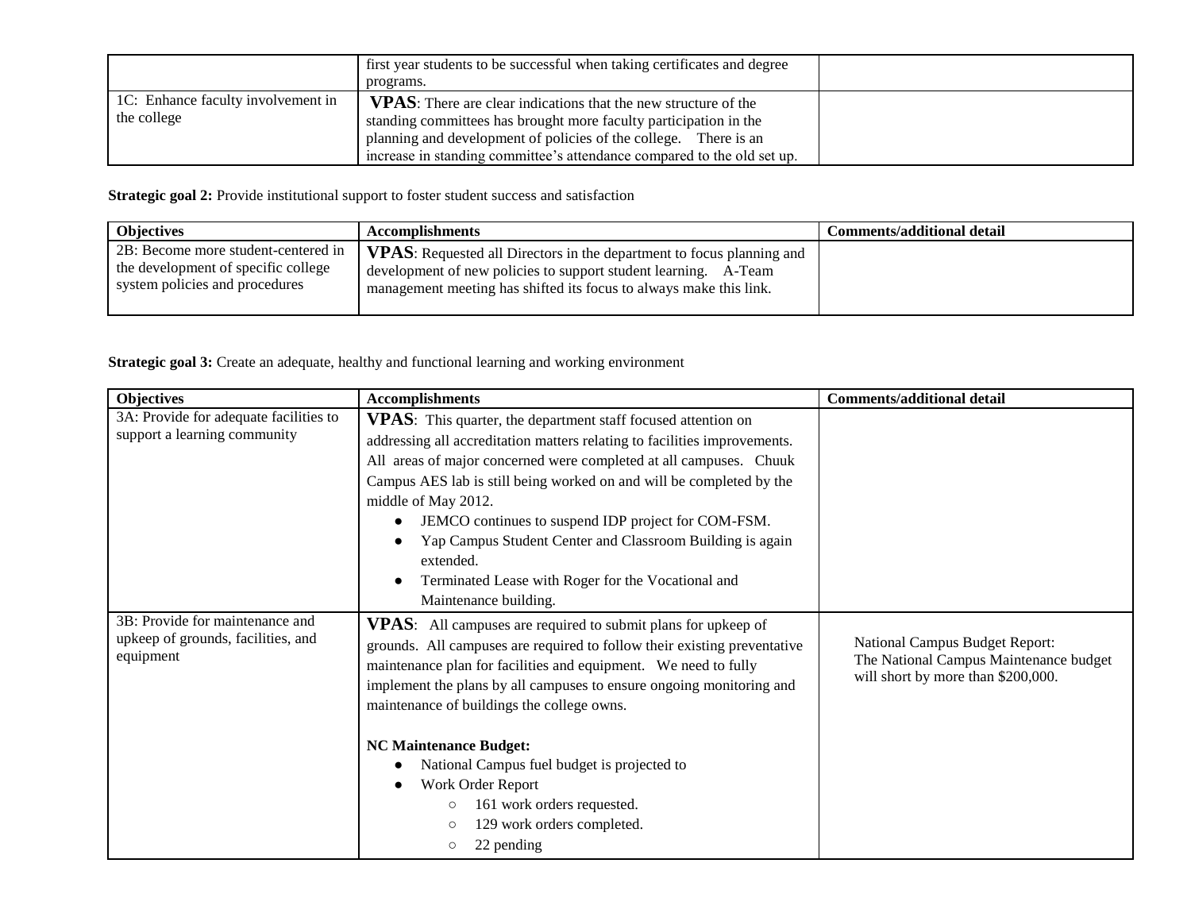| | | |
|---|---|---|
| | first year students to be successful when taking certificates and degree programs. | |
| 1C: Enhance faculty involvement in the college | **VPAS**: There are clear indications that the new structure of the standing committees has brought more faculty participation in the planning and development of policies of the college. There is an increase in standing committee's attendance compared to the old set up. | |

**Strategic goal 2:** Provide institutional support to foster student success and satisfaction

| Objectives | Accomplishments | Comments/additional detail |
|---|---|---|
| 2B: Become more student-centered in the development of specific college system policies and procedures | **VPAS**: Requested all Directors in the department to focus planning and development of new policies to support student learning. A-Team management meeting has shifted its focus to always make this link. | |

**Strategic goal 3:** Create an adequate, healthy and functional learning and working environment

| Objectives | Accomplishments | Comments/additional detail |
|---|---|---|
| 3A: Provide for adequate facilities to support a learning community | **VPAS**: This quarter, the department staff focused attention on addressing all accreditation matters relating to facilities improvements. All areas of major concerned were completed at all campuses. Chuuk Campus AES lab is still being worked on and will be completed by the middle of May 2012.<br>• JEMCO continues to suspend IDP project for COM-FSM.<br>• Yap Campus Student Center and Classroom Building is again extended.<br>• Terminated Lease with Roger for the Vocational and Maintenance building. | |
| 3B: Provide for maintenance and upkeep of grounds, facilities, and equipment | **VPAS**: All campuses are required to submit plans for upkeep of grounds. All campuses are required to follow their existing preventative maintenance plan for facilities and equipment. We need to fully implement the plans by all campuses to ensure ongoing monitoring and maintenance of buildings the college owns.<br><br>**NC Maintenance Budget:**<br>• National Campus fuel budget is projected to<br>• Work Order Report<br>&nbsp;&nbsp;○ 161 work orders requested.<br>&nbsp;&nbsp;○ 129 work orders completed.<br>&nbsp;&nbsp;○ 22 pending | National Campus Budget Report:<br>The National Campus Maintenance budget will short by more than $200,000. |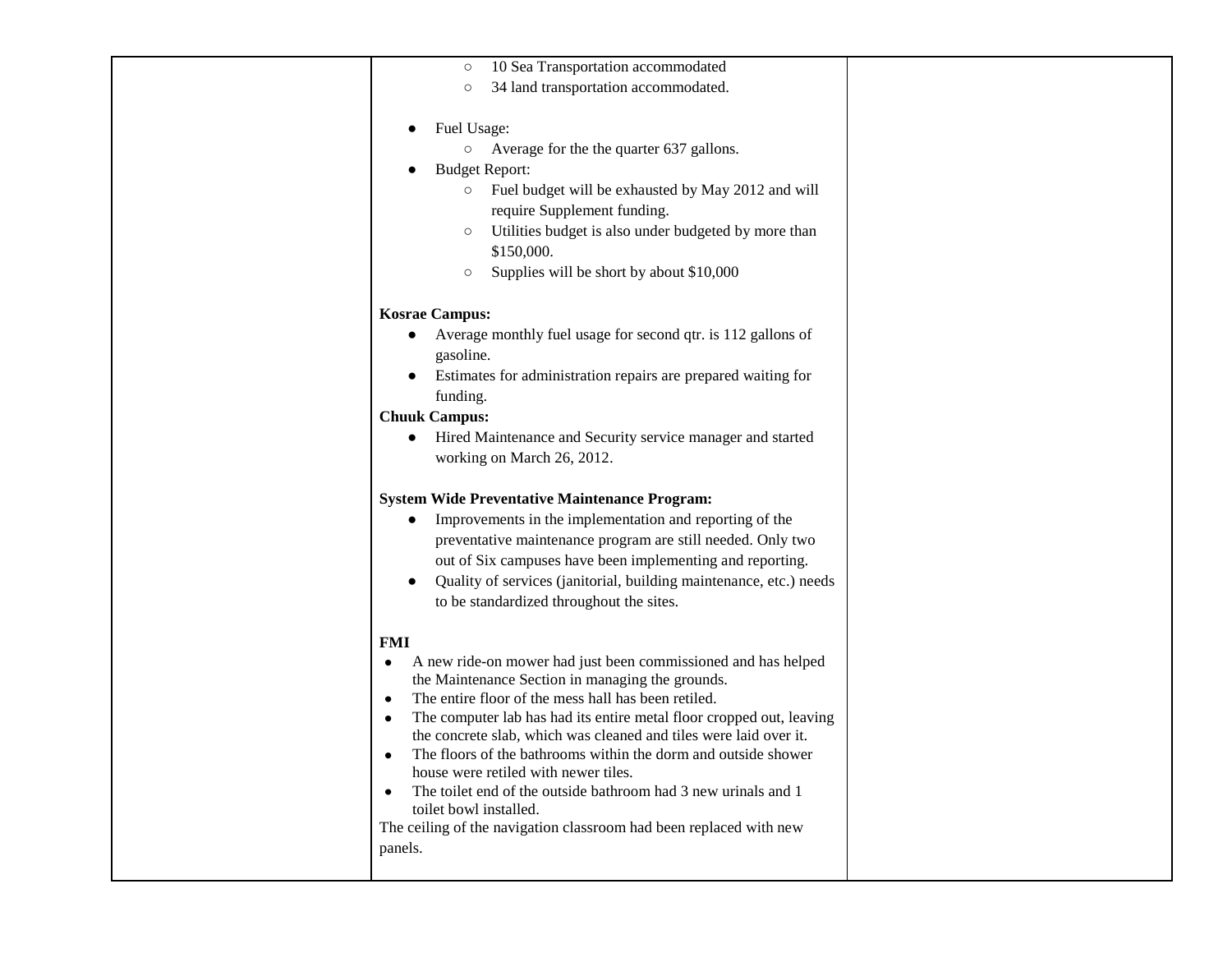| | | |
|---|---|---|
| | ○ 10 Sea Transportation accommodated<br>○ 34 land transportation accommodated.<br><br>● Fuel Usage:<br>○ Average for the the quarter 637 gallons.<br>● Budget Report:<br>○ Fuel budget will be exhausted by May 2012 and will require Supplement funding.<br>○ Utilities budget is also under budgeted by more than $150,000.<br>○ Supplies will be short by about $10,000<br><br>**Kosrae Campus:**<br>● Average monthly fuel usage for second qtr. is 112 gallons of gasoline.<br>● Estimates for administration repairs are prepared waiting for funding.<br>**Chuuk Campus:**<br>● Hired Maintenance and Security service manager and started working on March 26, 2012.<br><br>**System Wide Preventative Maintenance Program:**<br>● Improvements in the implementation and reporting of the preventative maintenance program are still needed. Only two out of Six campuses have been implementing and reporting.<br>● Quality of services (janitorial, building maintenance, etc.) needs to be standardized throughout the sites.<br><br>**FMI**<br>● A new ride-on mower had just been commissioned and has helped the Maintenance Section in managing the grounds.<br>● The entire floor of the mess hall has been retiled.<br>● The computer lab has had its entire metal floor cropped out, leaving the concrete slab, which was cleaned and tiles were laid over it.<br>● The floors of the bathrooms within the dorm and outside shower house were retiled with newer tiles.<br>● The toilet end of the outside bathroom had 3 new urinals and 1 toilet bowl installed.<br>The ceiling of the navigation classroom had been replaced with new panels. | |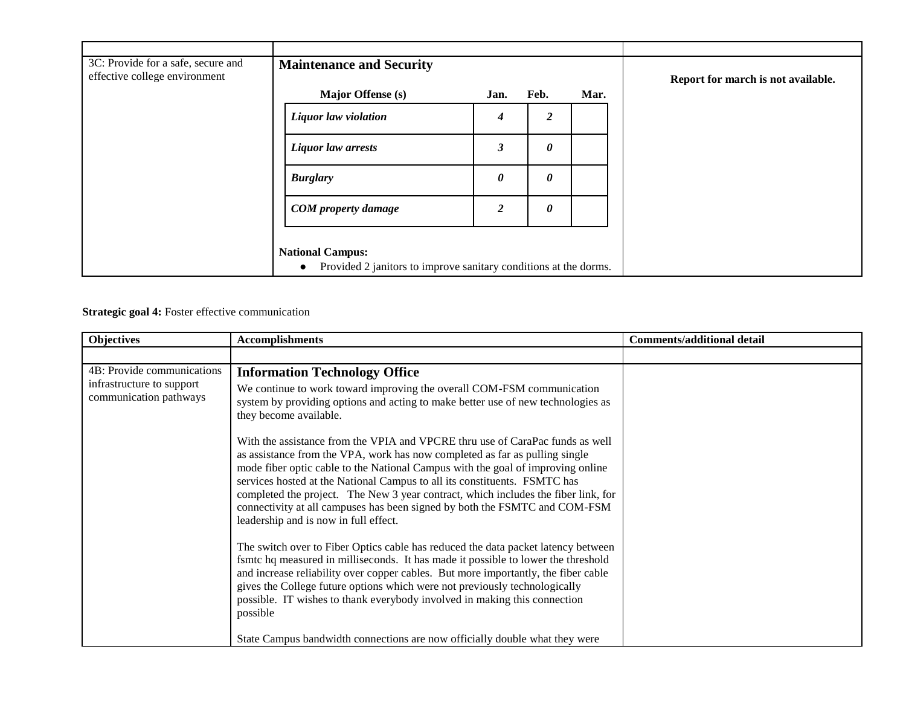| | | |
|---|---|---|
| 3C: Provide for a safe, secure and effective college environment | **Maintenance and Security**<br><br>**Major Offense (s)** / **Jan.** / **Feb.** / **Mar.**<br>***Liquor law violation*** / ***4*** / ***2*** /<br>***Liquor law arrests*** / ***3*** / ***0*** /<br>***Burglary*** / ***0*** / ***0*** /<br>***COM property damage*** / ***2*** / ***0*** /<br><br>**National Campus:**<br>● Provided 2 janitors to improve sanitary conditions at the dorms. | **Report for march is not available.** |

**Strategic goal 4:** Foster effective communication

| Objectives | Accomplishments | Comments/additional detail |
|---|---|---|
| | | |
| 4B: Provide communications infrastructure to support communication pathways | **Information Technology Office**<br><br>We continue to work toward improving the overall COM-FSM communication system by providing options and acting to make better use of new technologies as they become available.<br><br>With the assistance from the VPIA and VPCRE thru use of CaraPac funds as well as assistance from the VPA, work has now completed as far as pulling single mode fiber optic cable to the National Campus with the goal of improving online services hosted at the National Campus to all its constituents. FSMTC has completed the project. The New 3 year contract, which includes the fiber link, for connectivity at all campuses has been signed by both the FSMTC and COM-FSM leadership and is now in full effect.<br><br>The switch over to Fiber Optics cable has reduced the data packet latency between fsmtc hq measured in milliseconds. It has made it possible to lower the threshold and increase reliability over copper cables. But more importantly, the fiber cable gives the College future options which were not previously technologically possible. IT wishes to thank everybody involved in making this connection possible<br><br>State Campus bandwidth connections are now officially double what they were | |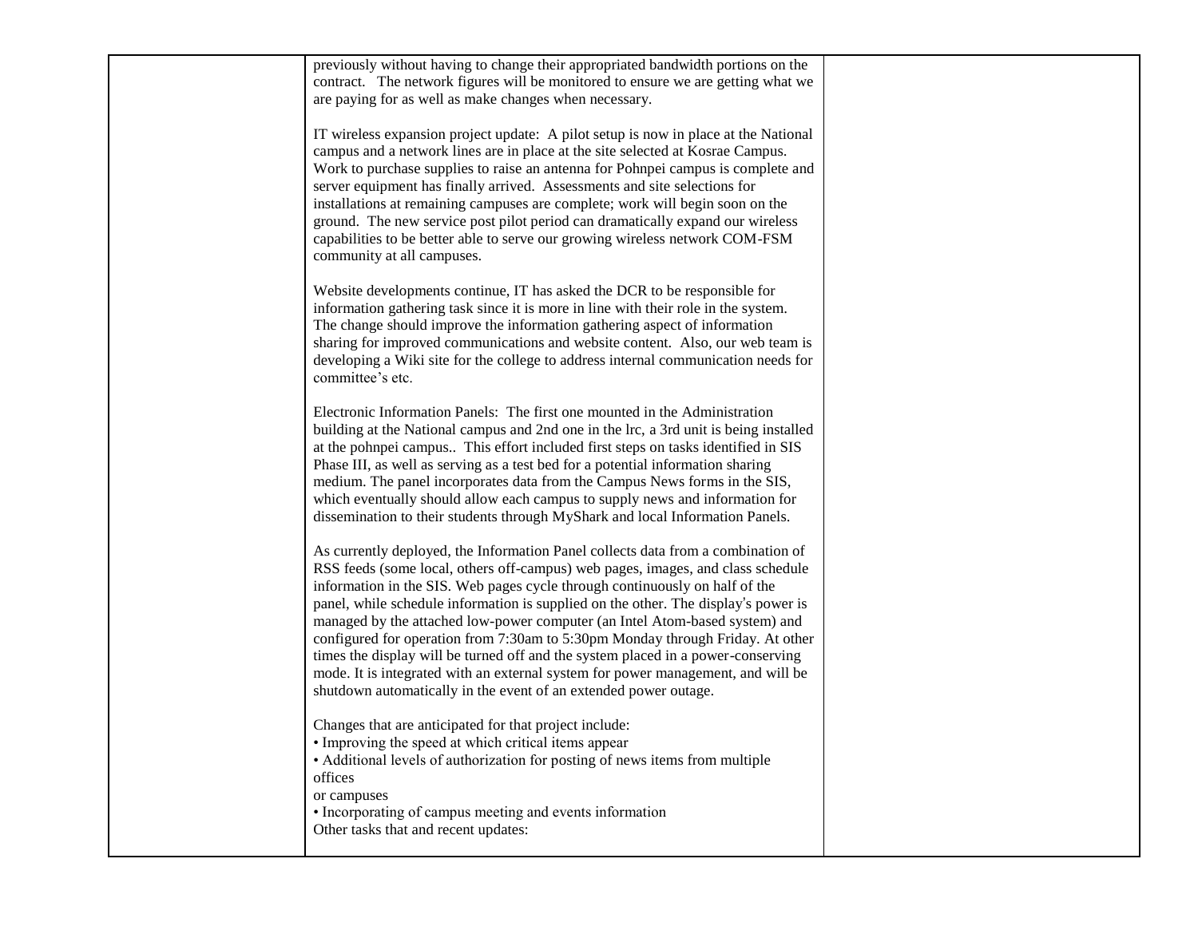| | previously without having to change their appropriated bandwidth portions on the contract. The network figures will be monitored to ensure we are getting what we are paying for as well as make changes when necessary.<br><br>IT wireless expansion project update: A pilot setup is now in place at the National campus and a network lines are in place at the site selected at Kosrae Campus. Work to purchase supplies to raise an antenna for Pohnpei campus is complete and server equipment has finally arrived. Assessments and site selections for installations at remaining campuses are complete; work will begin soon on the ground. The new service post pilot period can dramatically expand our wireless capabilities to be better able to serve our growing wireless network COM-FSM community at all campuses.<br><br>Website developments continue, IT has asked the DCR to be responsible for information gathering task since it is more in line with their role in the system. The change should improve the information gathering aspect of information sharing for improved communications and website content. Also, our web team is developing a Wiki site for the college to address internal communication needs for committee's etc.<br><br>Electronic Information Panels: The first one mounted in the Administration building at the National campus and 2nd one in the lrc, a 3rd unit is being installed at the pohnpei campus.. This effort included first steps on tasks identified in SIS Phase III, as well as serving as a test bed for a potential information sharing medium. The panel incorporates data from the Campus News forms in the SIS, which eventually should allow each campus to supply news and information for dissemination to their students through MyShark and local Information Panels.<br><br>As currently deployed, the Information Panel collects data from a combination of RSS feeds (some local, others off-campus) web pages, images, and class schedule information in the SIS. Web pages cycle through continuously on half of the panel, while schedule information is supplied on the other. The display's power is managed by the attached low-power computer (an Intel Atom-based system) and configured for operation from 7:30am to 5:30pm Monday through Friday. At other times the display will be turned off and the system placed in a power-conserving mode. It is integrated with an external system for power management, and will be shutdown automatically in the event of an extended power outage.<br><br>Changes that are anticipated for that project include:<br>• Improving the speed at which critical items appear<br>• Additional levels of authorization for posting of news items from multiple offices<br>or campuses<br>• Incorporating of campus meeting and events information<br>Other tasks that and recent updates: | |
|---|---|---|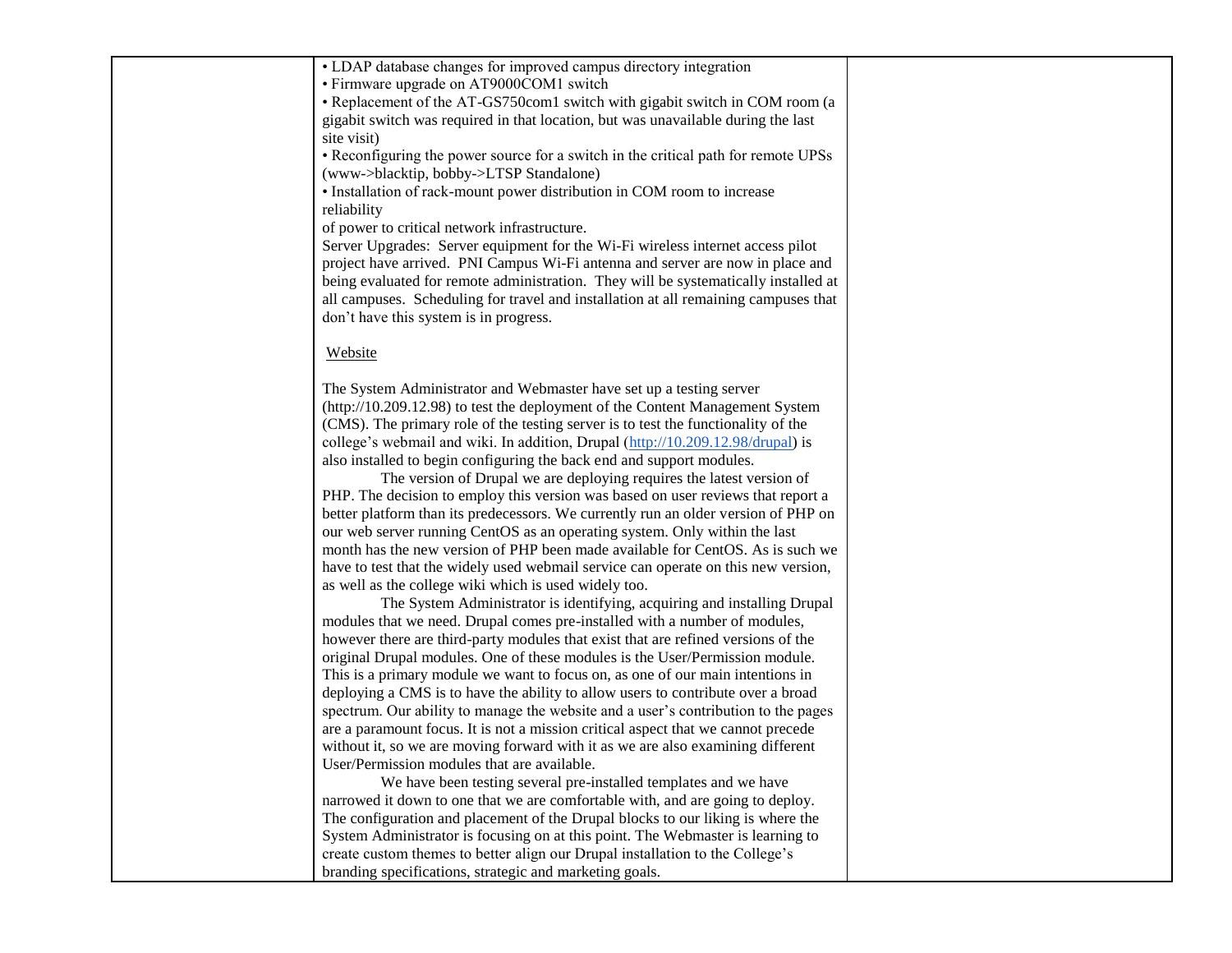| | | |
|---|---|---|
| | • LDAP database changes for improved campus directory integration<br>• Firmware upgrade on AT9000COM1 switch<br>• Replacement of the AT-GS750com1 switch with gigabit switch in COM room (a gigabit switch was required in that location, but was unavailable during the last site visit)<br>• Reconfiguring the power source for a switch in the critical path for remote UPSs (www->blacktip, bobby->LTSP Standalone)<br>• Installation of rack-mount power distribution in COM room to increase reliability<br>of power to critical network infrastructure.<br>Server Upgrades: Server equipment for the Wi-Fi wireless internet access pilot project have arrived. PNI Campus Wi-Fi antenna and server are now in place and being evaluated for remote administration. They will be systematically installed at all campuses. Scheduling for travel and installation at all remaining campuses that don't have this system is in progress.<br><br><u>Website</u><br><br>The System Administrator and Webmaster have set up a testing server (http://10.209.12.98) to test the deployment of the Content Management System (CMS). The primary role of the testing server is to test the functionality of the college's webmail and wiki. In addition, Drupal (http://10.209.12.98/drupal) is also installed to begin configuring the back end and support modules.<br>The version of Drupal we are deploying requires the latest version of PHP. The decision to employ this version was based on user reviews that report a better platform than its predecessors. We currently run an older version of PHP on our web server running CentOS as an operating system. Only within the last month has the new version of PHP been made available for CentOS. As is such we have to test that the widely used webmail service can operate on this new version, as well as the college wiki which is used widely too.<br>The System Administrator is identifying, acquiring and installing Drupal modules that we need. Drupal comes pre-installed with a number of modules, however there are third-party modules that exist that are refined versions of the original Drupal modules. One of these modules is the User/Permission module. This is a primary module we want to focus on, as one of our main intentions in deploying a CMS is to have the ability to allow users to contribute over a broad spectrum. Our ability to manage the website and a user's contribution to the pages are a paramount focus. It is not a mission critical aspect that we cannot precede without it, so we are moving forward with it as we are also examining different User/Permission modules that are available.<br>We have been testing several pre-installed templates and we have narrowed it down to one that we are comfortable with, and are going to deploy. The configuration and placement of the Drupal blocks to our liking is where the System Administrator is focusing on at this point. The Webmaster is learning to create custom themes to better align our Drupal installation to the College's branding specifications, strategic and marketing goals. | |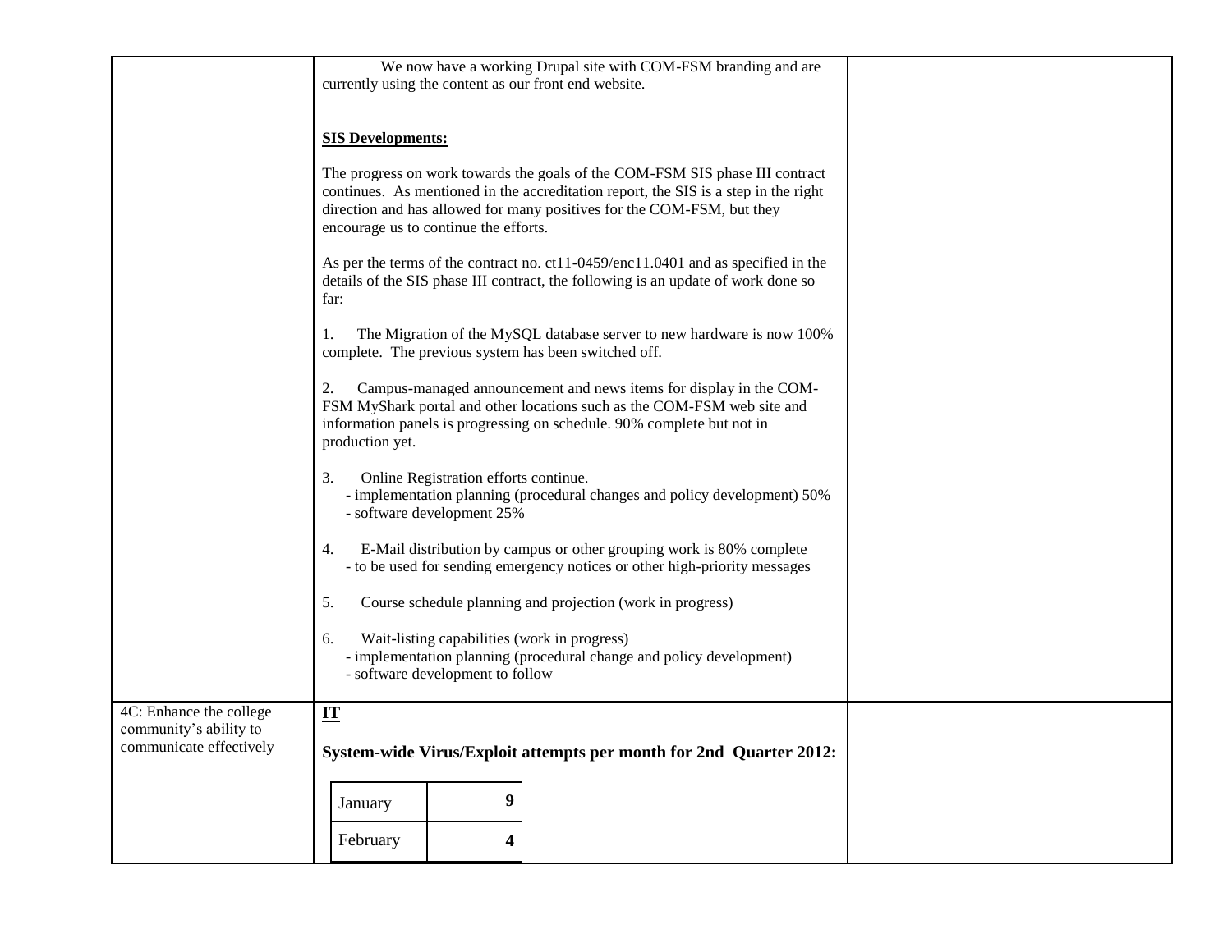| | | |
|---|---|---|
| | We now have a working Drupal site with COM-FSM branding and are currently using the content as our front end website.<br><br>**SIS Developments:**<br><br>The progress on work towards the goals of the COM-FSM SIS phase III contract continues. As mentioned in the accreditation report, the SIS is a step in the right direction and has allowed for many positives for the COM-FSM, but they encourage us to continue the efforts.<br><br>As per the terms of the contract no. ct11-0459/enc11.0401 and as specified in the details of the SIS phase III contract, the following is an update of work done so far:<br><br>1. The Migration of the MySQL database server to new hardware is now 100% complete. The previous system has been switched off.<br><br>2. Campus-managed announcement and news items for display in the COM-FSM MyShark portal and other locations such as the COM-FSM web site and information panels is progressing on schedule. 90% complete but not in production yet.<br><br>3. Online Registration efforts continue.<br>- implementation planning (procedural changes and policy development) 50%<br>- software development 25%<br><br>4. E-Mail distribution by campus or other grouping work is 80% complete<br>- to be used for sending emergency notices or other high-priority messages<br><br>5. Course schedule planning and projection (work in progress)<br><br>6. Wait-listing capabilities (work in progress)<br>- implementation planning (procedural change and policy development)<br>- software development to follow | |
| 4C: Enhance the college community's ability to communicate effectively | **IT**<br><br>**System-wide Virus/Exploit attempts per month for 2nd Quarter 2012:**<br><br>January: **9**<br>February: **4** | |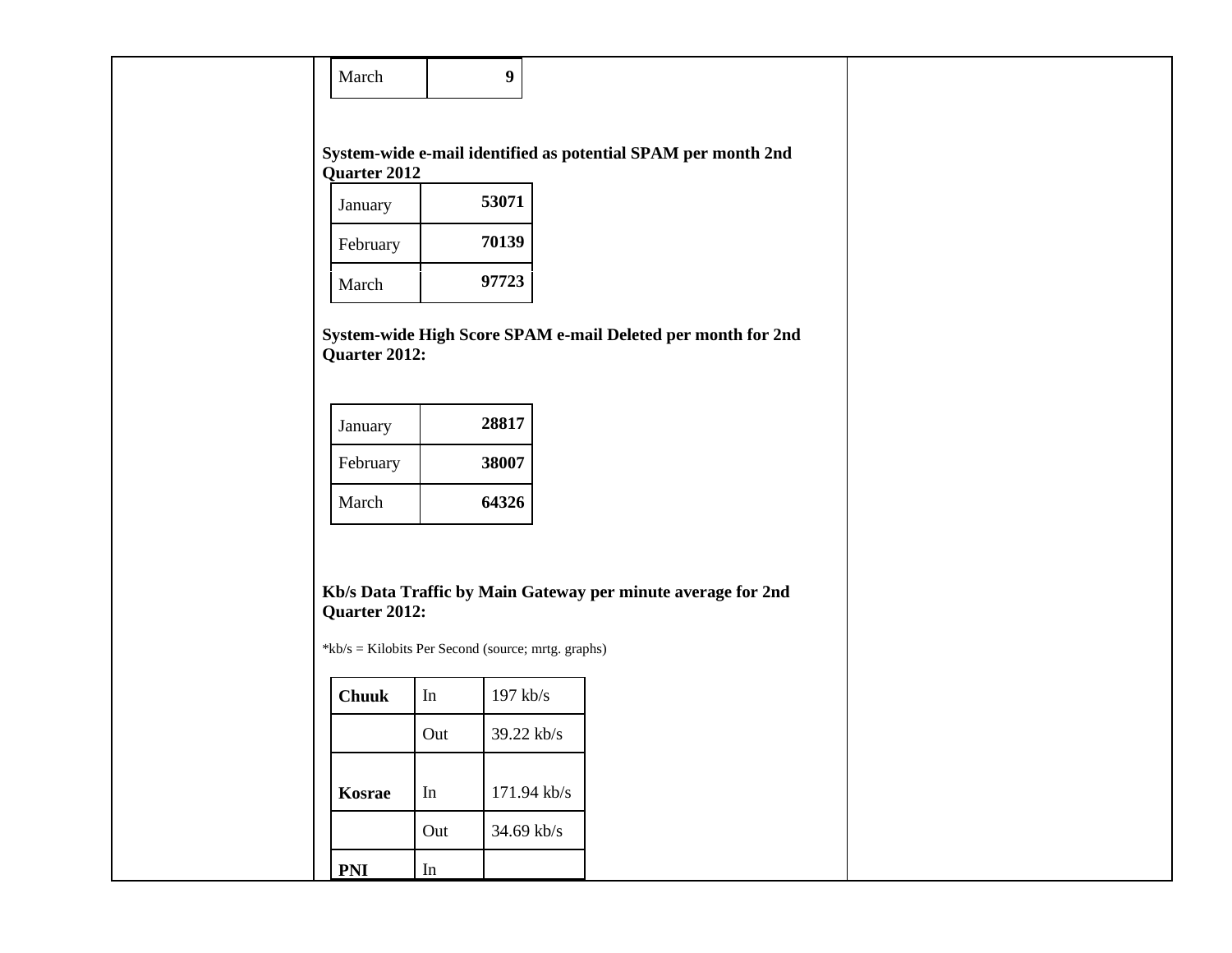| March | **9** |
|---|---|

**System-wide e-mail identified as potential SPAM per month 2nd Quarter 2012**

| January | **53071** |
|---|---|
| February | **70139** |
| March | **97723** |

**System-wide High Score SPAM e-mail Deleted per month for 2nd Quarter 2012:**

| January | **28817** |
|---|---|
| February | **38007** |
| March | **64326** |

**Kb/s Data Traffic by Main Gateway per minute average for 2nd Quarter 2012:**

*kb/s = Kilobits Per Second (source; mrtg. graphs)

| **Chuuk** | In | 197 kb/s |
|---|---|---|
| | Out | 39.22 kb/s |
| **Kosrae** | In | 171.94 kb/s |
| | Out | 34.69 kb/s |
| **PNI** | In | |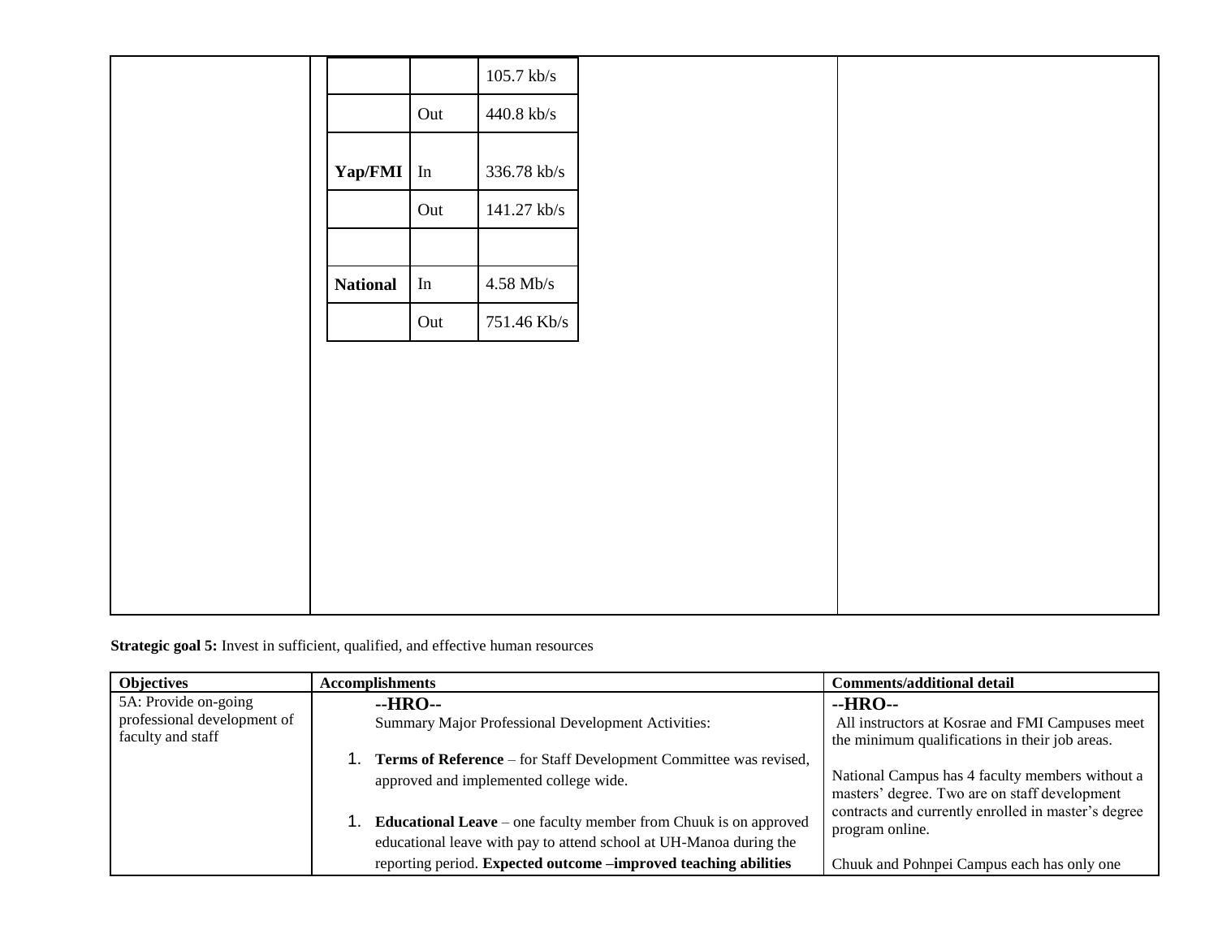|  |  |  |
|---|---|---|
|  |  | 105.7 kb/s |
|  | Out | 440.8 kb/s |
| **Yap/FMI** | In | 336.78 kb/s |
|  | Out | 141.27 kb/s |
|  |  |  |
| **National** | In | 4.58 Mb/s |
|  | Out | 751.46 Kb/s |

**Strategic goal 5:** Invest in sufficient, qualified, and effective human resources

| **Objectives** | **Accomplishments** | **Comments/additional detail** |
|---|---|---|
| 5A: Provide on-going professional development of faculty and staff | **--HRO--**<br>Summary Major Professional Development Activities:<br><br>1. **Terms of Reference** – for Staff Development Committee was revised, approved and implemented college wide.<br><br>1. **Educational Leave** – one faculty member from Chuuk is on approved educational leave with pay to attend school at UH-Manoa during the reporting period. **Expected outcome –improved teaching abilities** | **--HRO--**<br>All instructors at Kosrae and FMI Campuses meet the minimum qualifications in their job areas.<br><br>National Campus has 4 faculty members without a masters' degree. Two are on staff development contracts and currently enrolled in master's degree program online.<br><br>Chuuk and Pohnpei Campus each has only one |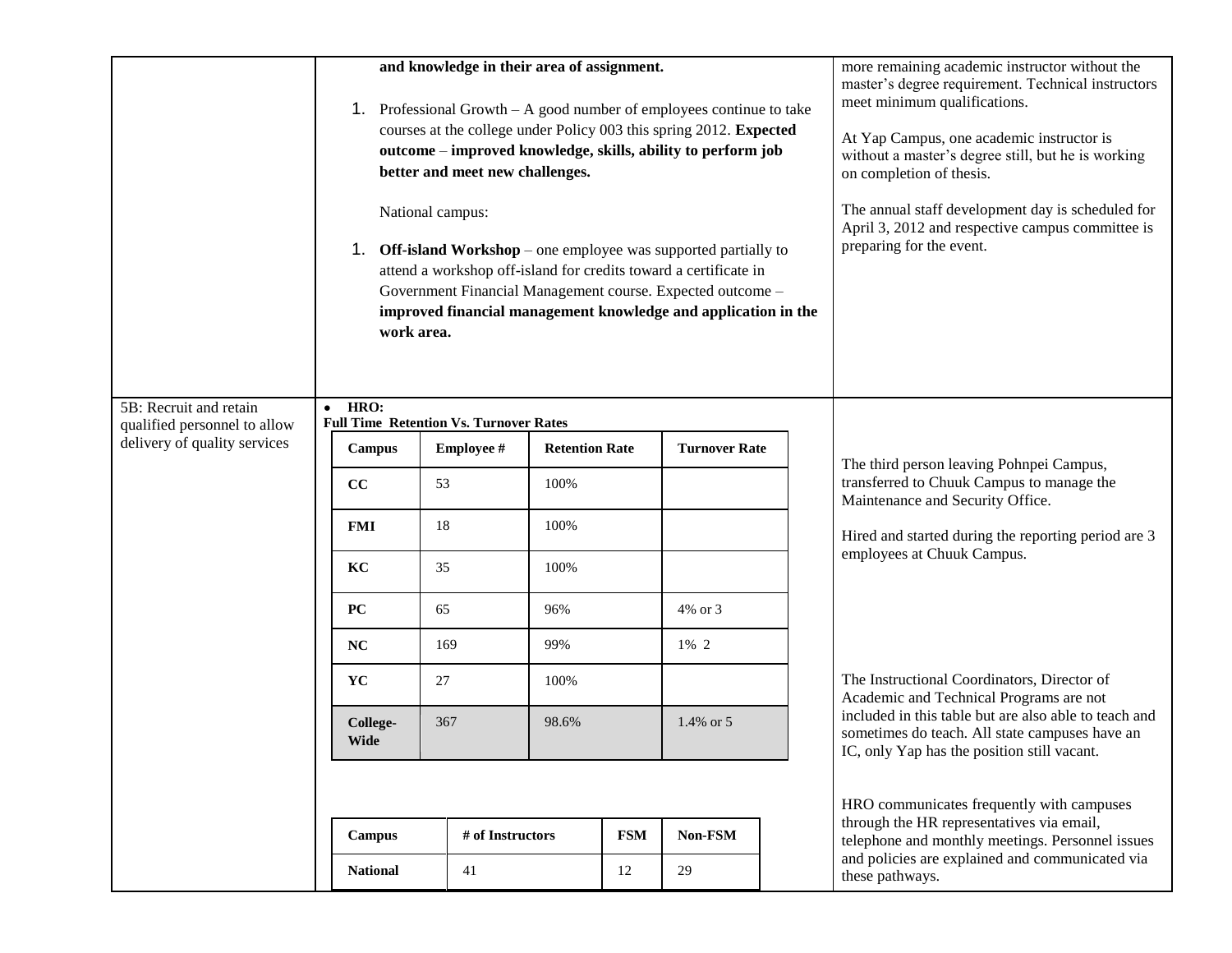| | | |
|---|---|---|
| | **and knowledge in their area of assignment.**<br><br>1. Professional Growth – A good number of employees continue to take courses at the college under Policy 003 this spring 2012. **Expected outcome – improved knowledge, skills, ability to perform job better and meet new challenges.**<br><br>National campus:<br><br>1. **Off-island Workshop** – one employee was supported partially to attend a workshop off-island for credits toward a certificate in Government Financial Management course. Expected outcome – **improved financial management knowledge and application in the work area.** | more remaining academic instructor without the master's degree requirement. Technical instructors meet minimum qualifications.<br><br>At Yap Campus, one academic instructor is without a master's degree still, but he is working on completion of thesis.<br><br>The annual staff development day is scheduled for April 3, 2012 and respective campus committee is preparing for the event. |
| 5B: Recruit and retain qualified personnel to allow delivery of quality services | • **HRO:**<br>**Full Time Retention Vs. Turnover Rates** (see tables below) | The third person leaving Pohnpei Campus, transferred to Chuuk Campus to manage the Maintenance and Security Office.<br><br>Hired and started during the reporting period are 3 employees at Chuuk Campus.<br><br>The Instructional Coordinators, Director of Academic and Technical Programs are not included in this table but are also able to teach and sometimes do teach. All state campuses have an IC, only Yap has the position still vacant.<br><br>HRO communicates frequently with campuses through the HR representatives via email, telephone and monthly meetings. Personnel issues and policies are explained and communicated via these pathways. |

**Full Time Retention Vs. Turnover Rates**

| Campus | Employee # | Retention Rate | Turnover Rate |
|---|---|---|---|
| **CC** | 53 | 100% | |
| **FMI** | 18 | 100% | |
| **KC** | 35 | 100% | |
| **PC** | 65 | 96% | 4% or 3 |
| **NC** | 169 | 99% | 1% 2 |
| **YC** | 27 | 100% | |
| **College-Wide** | 367 | 98.6% | 1.4% or 5 |

| Campus | # of Instructors | FSM | Non-FSM |
|---|---|---|---|
| **National** | 41 | 12 | 29 |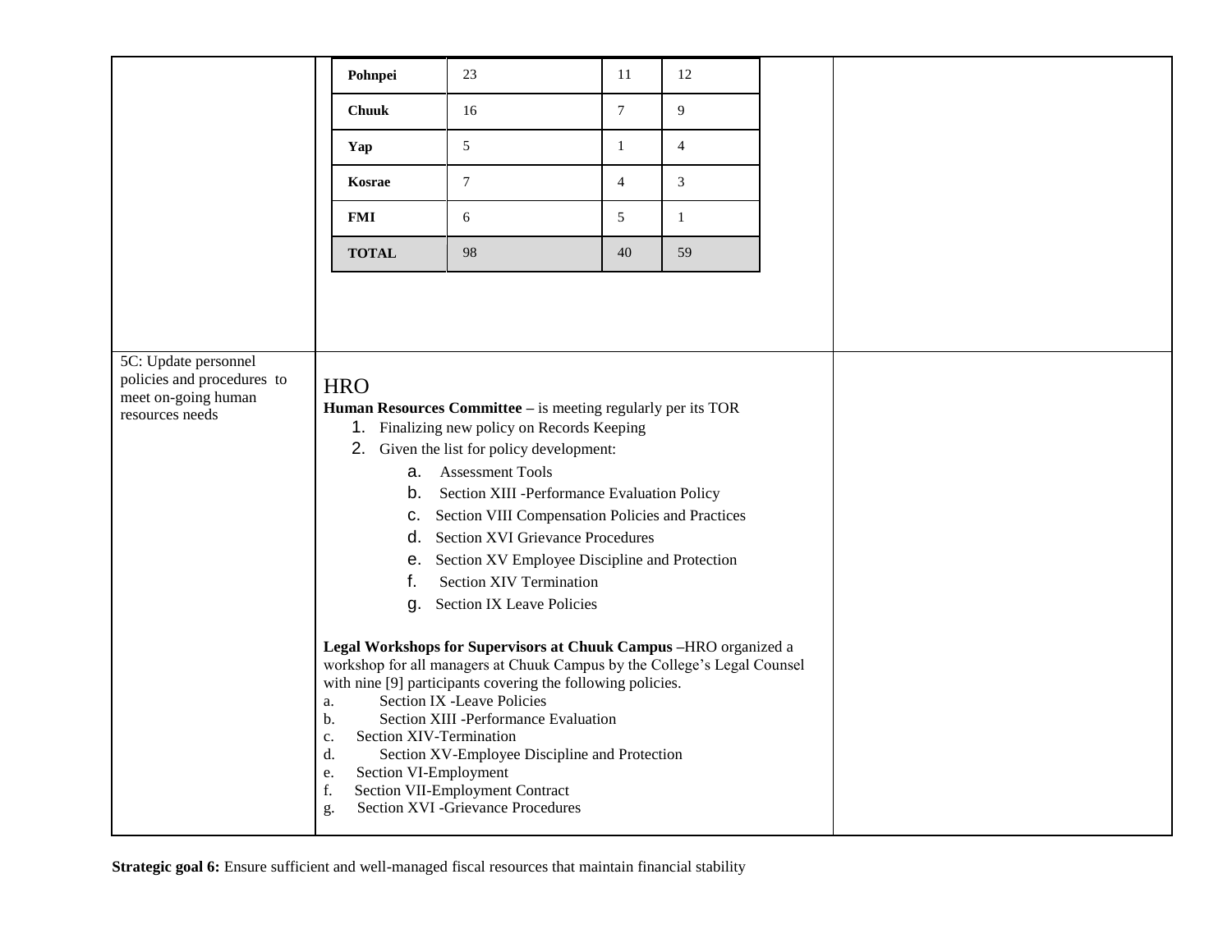| | | |
|---|---|---|
| | **Pohnpei** \| 23 \| 11 \| 12<br>**Chuuk** \| 16 \| 7 \| 9<br>**Yap** \| 5 \| 1 \| 4<br>**Kosrae** \| 7 \| 4 \| 3<br>**FMI** \| 6 \| 5 \| 1<br>**TOTAL** \| 98 \| 40 \| 59 | |
| 5C: Update personnel policies and procedures to meet on-going human resources needs | HRO<br>**Human Resources Committee –** is meeting regularly per its TOR<br>1. Finalizing new policy on Records Keeping<br>2. Given the list for policy development:<br>a. Assessment Tools<br>b. Section XIII -Performance Evaluation Policy<br>c. Section VIII Compensation Policies and Practices<br>d. Section XVI Grievance Procedures<br>e. Section XV Employee Discipline and Protection<br>f. Section XIV Termination<br>g. Section IX Leave Policies<br><br>**Legal Workshops for Supervisors at Chuuk Campus –**HRO organized a workshop for all managers at Chuuk Campus by the College's Legal Counsel with nine [9] participants covering the following policies.<br>a. Section IX -Leave Policies<br>b. Section XIII -Performance Evaluation<br>c. Section XIV-Termination<br>d. Section XV-Employee Discipline and Protection<br>e. Section VI-Employment<br>f. Section VII-Employment Contract<br>g. Section XVI -Grievance Procedures | |

**Strategic goal 6:** Ensure sufficient and well-managed fiscal resources that maintain financial stability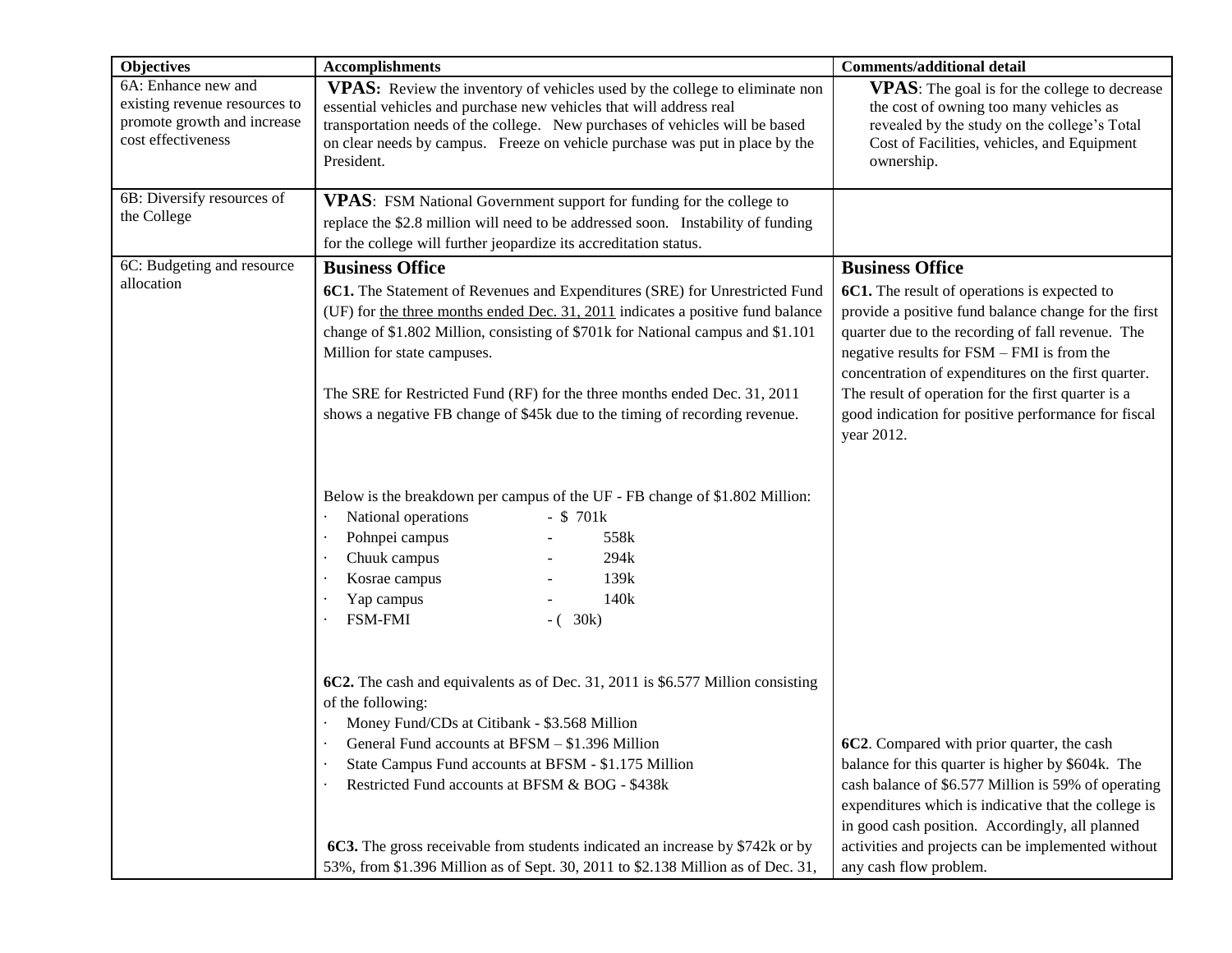| Objectives | Accomplishments | Comments/additional detail |
|---|---|---|
| 6A: Enhance new and existing revenue resources to promote growth and increase cost effectiveness | **VPAS:** Review the inventory of vehicles used by the college to eliminate non essential vehicles and purchase new vehicles that will address real transportation needs of the college. New purchases of vehicles will be based on clear needs by campus. Freeze on vehicle purchase was put in place by the President. | **VPAS**: The goal is for the college to decrease the cost of owning too many vehicles as revealed by the study on the college's Total Cost of Facilities, vehicles, and Equipment ownership. |
| 6B: Diversify resources of the College | **VPAS**: FSM National Government support for funding for the college to replace the $2.8 million will need to be addressed soon. Instability of funding for the college will further jeopardize its accreditation status. | |
| 6C: Budgeting and resource allocation | **Business Office**<br><br>**6C1.** The Statement of Revenues and Expenditures (SRE) for Unrestricted Fund (UF) for <u>the three months ended Dec. 31, 2011</u> indicates a positive fund balance change of $1.802 Million, consisting of $701k for National campus and $1.101 Million for state campuses.<br><br>The SRE for Restricted Fund (RF) for the three months ended Dec. 31, 2011 shows a negative FB change of $45k due to the timing of recording revenue.<br><br>Below is the breakdown per campus of the UF - FB change of $1.802 Million:<br>· National operations - $ 701k<br>· Pohnpei campus - 558k<br>· Chuuk campus - 294k<br>· Kosrae campus - 139k<br>· Yap campus - 140k<br>· FSM-FMI - ( 30k)<br><br>**6C2.** The cash and equivalents as of Dec. 31, 2011 is $6.577 Million consisting of the following:<br>· Money Fund/CDs at Citibank - $3.568 Million<br>· General Fund accounts at BFSM – $1.396 Million<br>· State Campus Fund accounts at BFSM - $1.175 Million<br>· Restricted Fund accounts at BFSM & BOG - $438k<br><br>**6C3.** The gross receivable from students indicated an increase by $742k or by 53%, from $1.396 Million as of Sept. 30, 2011 to $2.138 Million as of Dec. 31, | **Business Office**<br><br>**6C1.** The result of operations is expected to provide a positive fund balance change for the first quarter due to the recording of fall revenue. The negative results for FSM – FMI is from the concentration of expenditures on the first quarter. The result of operation for the first quarter is a good indication for positive performance for fiscal year 2012.<br><br>**6C2**. Compared with prior quarter, the cash balance for this quarter is higher by $604k. The cash balance of $6.577 Million is 59% of operating expenditures which is indicative that the college is in good cash position. Accordingly, all planned activities and projects can be implemented without any cash flow problem. |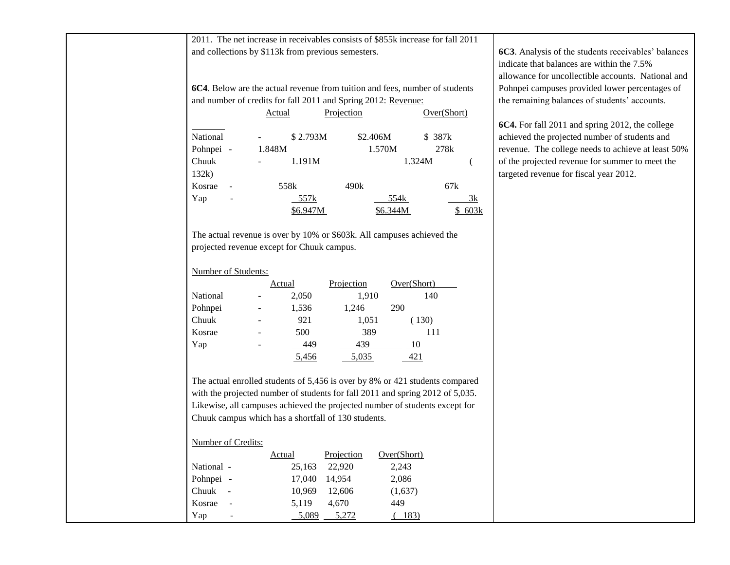2011. The net increase in receivables consists of $855k increase for fall 2011 and collections by $113k from previous semesters.

**6C4**. Below are the actual revenue from tuition and fees, number of students and number of credits for fall 2011 and Spring 2012: Revenue:

| | Actual | Projection | Over(Short) |
|---|---|---|---|
| National - | $ 2.793M | $2.406M | $ 387k |
| Pohnpei - | 1.848M | 1.570M | 278k |
| Chuuk - | 1.191M | 1.324M | ( 132k) |
| Kosrae - | 558k | 490k | 67k |
| Yap - | 557k | 554k | 3k |
| | $6.947M | $6.344M | $ 603k |

The actual revenue is over by 10% or $603k. All campuses achieved the projected revenue except for Chuuk campus.

Number of Students:

| | Actual | Projection | Over(Short) |
|---|---|---|---|
| National - | 2,050 | 1,910 | 140 |
| Pohnpei - | 1,536 | 1,246 | 290 |
| Chuuk - | 921 | 1,051 | ( 130) |
| Kosrae - | 500 | 389 | 111 |
| Yap - | 449 | 439 | 10 |
| | 5,456 | 5,035 | 421 |

The actual enrolled students of 5,456 is over by 8% or 421 students compared with the projected number of students for fall 2011 and spring 2012 of 5,035. Likewise, all campuses achieved the projected number of students except for Chuuk campus which has a shortfall of 130 students.

Number of Credits:

| | Actual | Projection | Over(Short) |
|---|---|---|---|
| National - | 25,163 | 22,920 | 2,243 |
| Pohnpei - | 17,040 | 14,954 | 2,086 |
| Chuuk - | 10,969 | 12,606 | (1,637) |
| Kosrae - | 5,119 | 4,670 | 449 |
| Yap - | 5,089 | 5,272 | ( 183) |

**6C3**. Analysis of the students receivables' balances indicate that balances are within the 7.5% allowance for uncollectible accounts. National and Pohnpei campuses provided lower percentages of the remaining balances of students' accounts.

**6C4.** For fall 2011 and spring 2012, the college achieved the projected number of students and revenue. The college needs to achieve at least 50% of the projected revenue for summer to meet the targeted revenue for fiscal year 2012.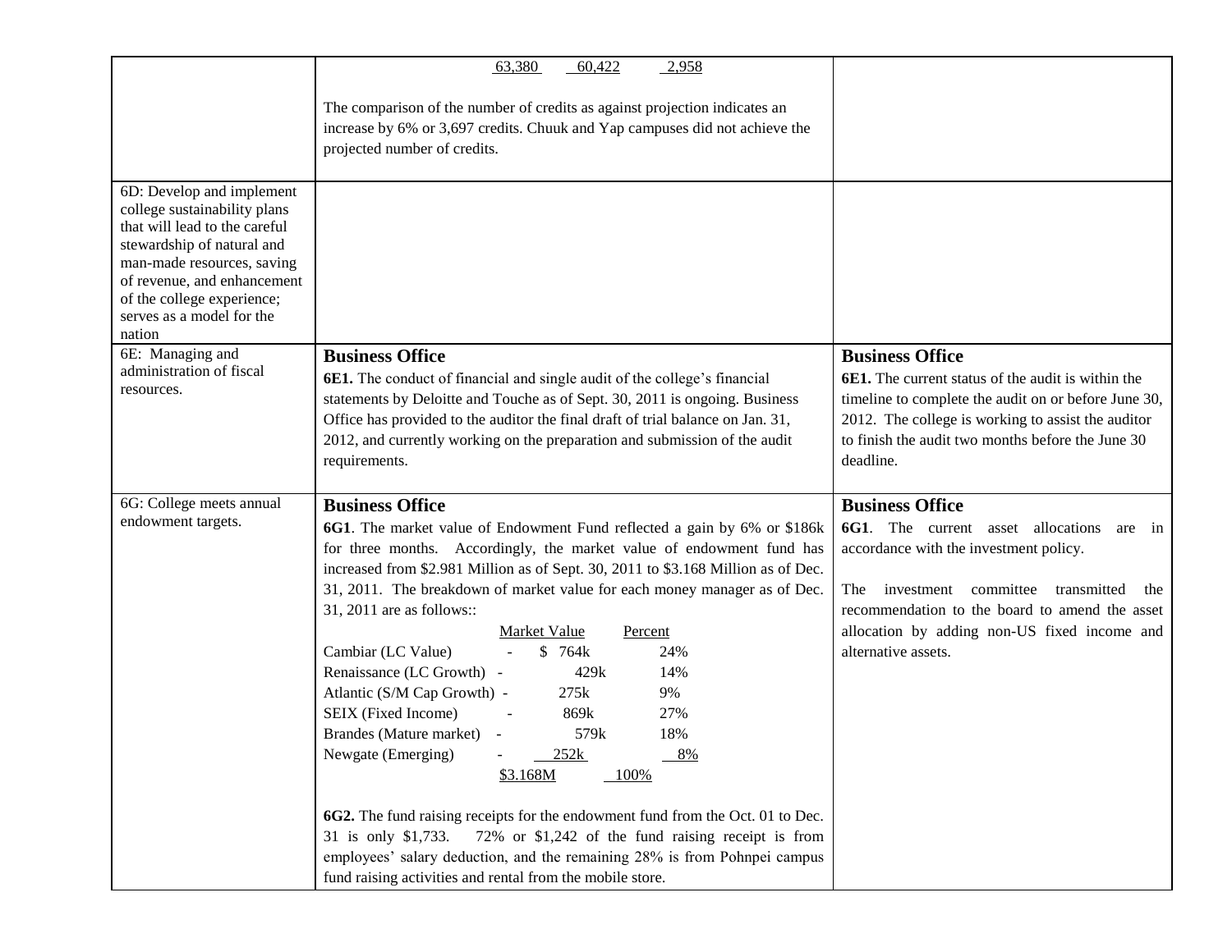| | | |
|---|---|---|
| | 63,380 60,422 2,958<br><br>The comparison of the number of credits as against projection indicates an increase by 6% or 3,697 credits. Chuuk and Yap campuses did not achieve the projected number of credits. | |
| 6D: Develop and implement college sustainability plans that will lead to the careful stewardship of natural and man-made resources, saving of revenue, and enhancement of the college experience; serves as a model for the nation | | |
| 6E: Managing and administration of fiscal resources. | **Business Office**<br>**6E1.** The conduct of financial and single audit of the college's financial statements by Deloitte and Touche as of Sept. 30, 2011 is ongoing. Business Office has provided to the auditor the final draft of trial balance on Jan. 31, 2012, and currently working on the preparation and submission of the audit requirements. | **Business Office**<br>**6E1.** The current status of the audit is within the timeline to complete the audit on or before June 30, 2012. The college is working to assist the auditor to finish the audit two months before the June 30 deadline. |
| 6G: College meets annual endowment targets. | **Business Office**<br>**6G1**. The market value of Endowment Fund reflected a gain by 6% or $186k for three months. Accordingly, the market value of endowment fund has increased from $2.981 Million as of Sept. 30, 2011 to $3.168 Million as of Dec. 31, 2011. The breakdown of market value for each money manager as of Dec. 31, 2011 are as follows::<br><br>Market Value / Percent<br>Cambiar (LC Value) - $ 764k 24%<br>Renaissance (LC Growth) - 429k 14%<br>Atlantic (S/M Cap Growth) - 275k 9%<br>SEIX (Fixed Income) - 869k 27%<br>Brandes (Mature market) - 579k 18%<br>Newgate (Emerging) - 252k 8%<br>$3.168M 100%<br><br>**6G2.** The fund raising receipts for the endowment fund from the Oct. 01 to Dec. 31 is only $1,733. 72% or $1,242 of the fund raising receipt is from employees' salary deduction, and the remaining 28% is from Pohnpei campus fund raising activities and rental from the mobile store. | **Business Office**<br>**6G1**. The current asset allocations are in accordance with the investment policy.<br><br>The investment committee transmitted the recommendation to the board to amend the asset allocation by adding non-US fixed income and alternative assets. |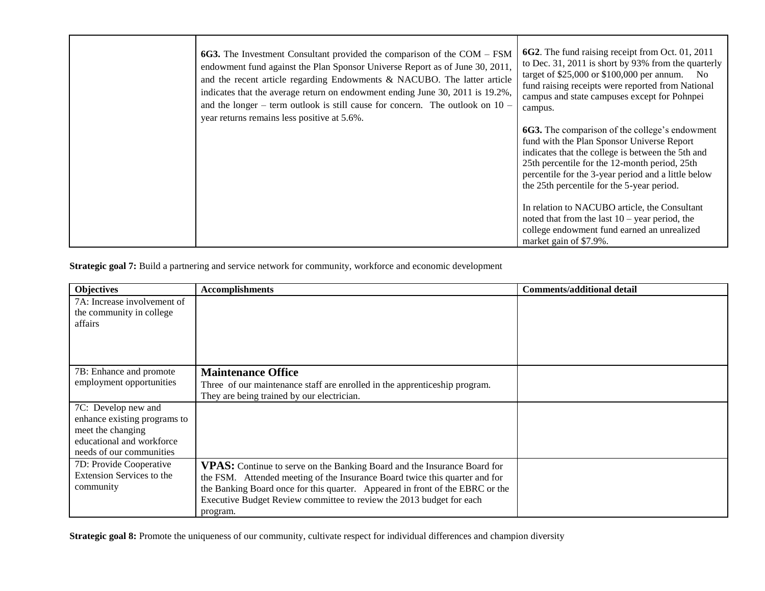| | | |
|---|---|---|
| | **6G3.** The Investment Consultant provided the comparison of the COM – FSM endowment fund against the Plan Sponsor Universe Report as of June 30, 2011, and the recent article regarding Endowments & NACUBO. The latter article indicates that the average return on endowment ending June 30, 2011 is 19.2%, and the longer – term outlook is still cause for concern. The outlook on 10 – year returns remains less positive at 5.6%. | **6G2**. The fund raising receipt from Oct. 01, 2011 to Dec. 31, 2011 is short by 93% from the quarterly target of $25,000 or $100,000 per annum. No fund raising receipts were reported from National campus and state campuses except for Pohnpei campus.<br><br>**6G3.** The comparison of the college's endowment fund with the Plan Sponsor Universe Report indicates that the college is between the 5th and 25th percentile for the 12-month period, 25th percentile for the 3-year period and a little below the 25th percentile for the 5-year period.<br><br>In relation to NACUBO article, the Consultant noted that from the last 10 – year period, the college endowment fund earned an unrealized market gain of $7.9%. |

**Strategic goal 7:** Build a partnering and service network for community, workforce and economic development

| Objectives | Accomplishments | Comments/additional detail |
|---|---|---|
| 7A: Increase involvement of the community in college affairs | | |
| 7B: Enhance and promote employment opportunities | **Maintenance Office**<br>Three of our maintenance staff are enrolled in the apprenticeship program. They are being trained by our electrician. | |
| 7C: Develop new and enhance existing programs to meet the changing educational and workforce needs of our communities | | |
| 7D: Provide Cooperative Extension Services to the community | **VPAS:** Continue to serve on the Banking Board and the Insurance Board for the FSM. Attended meeting of the Insurance Board twice this quarter and for the Banking Board once for this quarter. Appeared in front of the EBRC or the Executive Budget Review committee to review the 2013 budget for each program. | |

**Strategic goal 8:** Promote the uniqueness of our community, cultivate respect for individual differences and champion diversity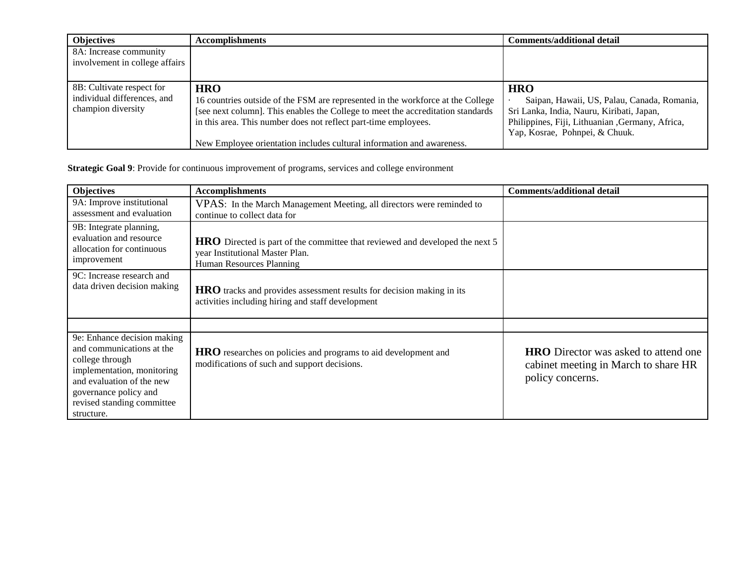| Objectives | Accomplishments | Comments/additional detail |
| --- | --- | --- |
| 8A: Increase community involvement in college affairs | | |
| 8B: Cultivate respect for individual differences, and champion diversity | **HRO**<br>16 countries outside of the FSM are represented in the workforce at the College [see next column]. This enables the College to meet the accreditation standards in this area. This number does not reflect part-time employees.<br><br>New Employee orientation includes cultural information and awareness. | **HRO**<br>· Saipan, Hawaii, US, Palau, Canada, Romania, Sri Lanka, India, Nauru, Kiribati, Japan, Philippines, Fiji, Lithuanian ,Germany, Africa, Yap, Kosrae, Pohnpei, & Chuuk. |

**Strategic Goal 9**: Provide for continuous improvement of programs, services and college environment

| Objectives | Accomplishments | Comments/additional detail |
| --- | --- | --- |
| 9A: Improve institutional assessment and evaluation | VPAS: In the March Management Meeting, all directors were reminded to continue to collect data for | |
| 9B: Integrate planning, evaluation and resource allocation for continuous improvement | **HRO** Directed is part of the committee that reviewed and developed the next 5 year Institutional Master Plan.<br>Human Resources Planning | |
| 9C: Increase research and data driven decision making | **HRO** tracks and provides assessment results for decision making in its activities including hiring and staff development | |
| | | |
| 9e: Enhance decision making and communications at the college through implementation, monitoring and evaluation of the new governance policy and revised standing committee structure. | **HRO** researches on policies and programs to aid development and modifications of such and support decisions. | **HRO** Director was asked to attend one cabinet meeting in March to share HR policy concerns. |